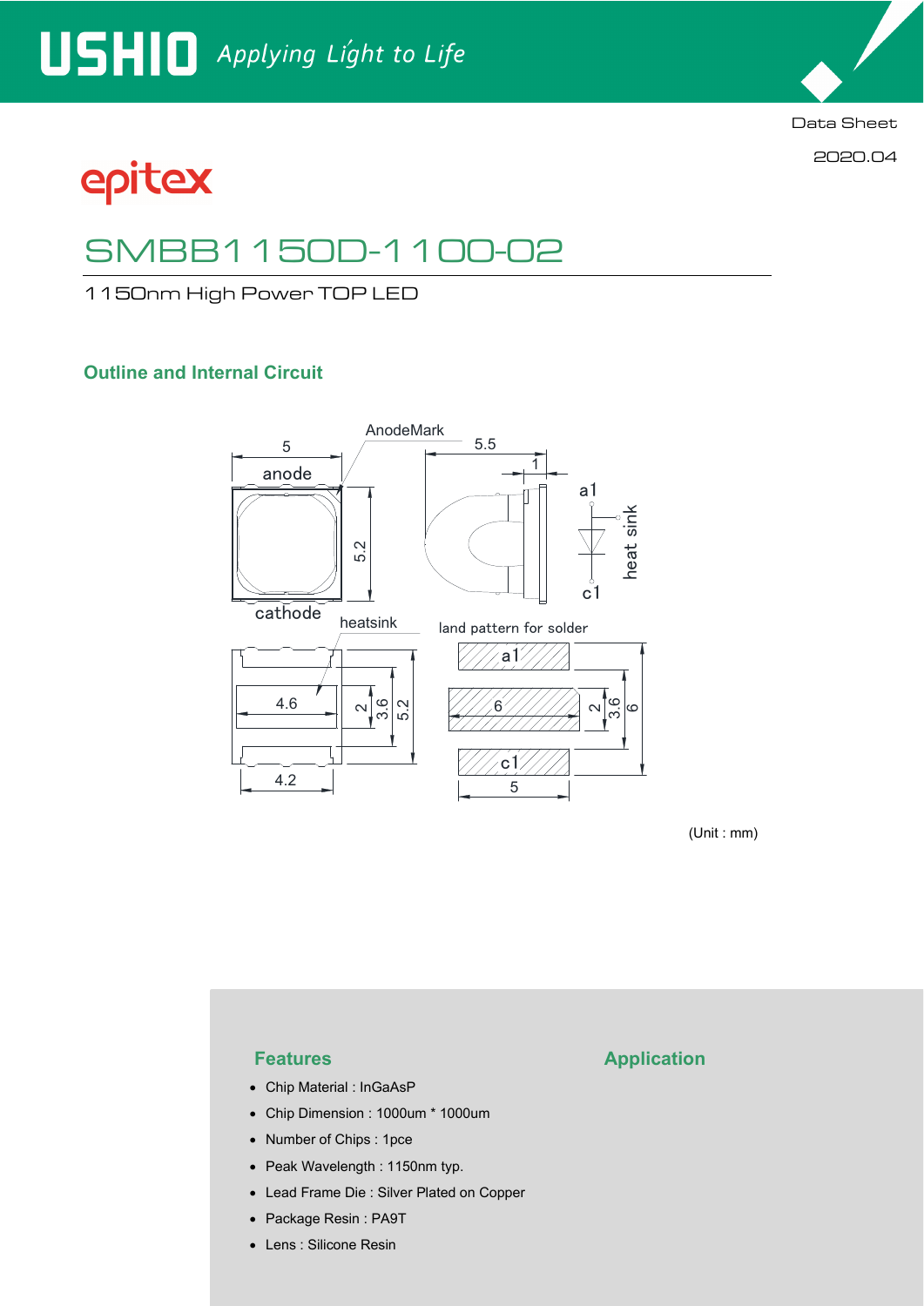USHIO *Applying Light to Life*

Data Sheet

2020.04

epitex

# SMBB1150D-1100-02

1150nm High Power TOP LED

## Outline and Internal Circuit

(Unit : mm)

## Features

- Chip Material : InGaAsP
- Chip Dimension : 1000um * 1000um
- Number of Chips : 1pce
- Peak Wavelength : 1150nm typ.
- Lead Frame Die : Silver Plated on Copper
- Package Resin : PA9T
- Lens : Silicone Resin

## Application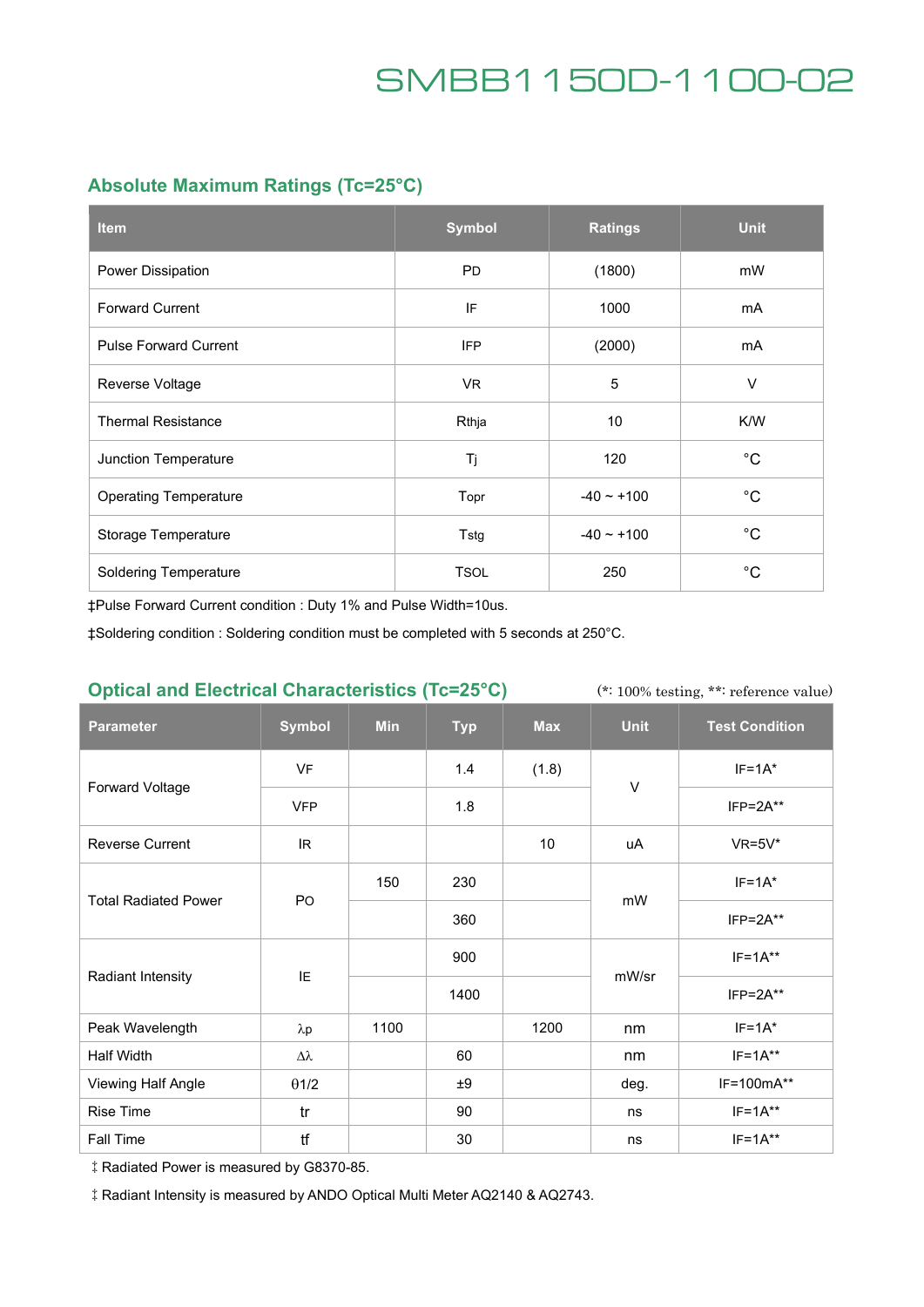# SMBB1150D-1100-02

## Absolute Maximum Ratings (Tc=25°C)

| Item | Symbol | Ratings | Unit |
|---|---|---|---|
| Power Dissipation | PD | (1800) | mW |
| Forward Current | IF | 1000 | mA |
| Pulse Forward Current | IFP | (2000) | mA |
| Reverse Voltage | VR | 5 | V |
| Thermal Resistance | Rthja | 10 | K/W |
| Junction Temperature | Tj | 120 | °C |
| Operating Temperature | Topr | -40 ~ +100 | °C |
| Storage Temperature | Tstg | -40 ~ +100 | °C |
| Soldering Temperature | TSOL | 250 | °C |

‡Pulse Forward Current condition : Duty 1% and Pulse Width=10us.

‡Soldering condition : Soldering condition must be completed with 5 seconds at 250°C.

## Optical and Electrical Characteristics (Tc=25°C)

(*: 100% testing, **: reference value)

| Parameter | Symbol | Min | Typ | Max | Unit | Test Condition |
|---|---|---|---|---|---|---|
| Forward Voltage | VF | | 1.4 | (1.8) | V | IF=1A* |
| | VFP | | 1.8 | | | IFP=2A** |
| Reverse Current | IR | | | 10 | uA | VR=5V* |
| Total Radiated Power | PO | 150 | 230 | | mW | IF=1A* |
| | | | 360 | | | IFP=2A** |
| Radiant Intensity | IE | | 900 | | mW/sr | IF=1A** |
| | | | 1400 | | | IFP=2A** |
| Peak Wavelength | λp | 1100 | | 1200 | nm | IF=1A* |
| Half Width | Δλ | | 60 | | nm | IF=1A** |
| Viewing Half Angle | θ1/2 | | ±9 | | deg. | IF=100mA** |
| Rise Time | tr | | 90 | | ns | IF=1A** |
| Fall Time | tf | | 30 | | ns | IF=1A** |

‡ Radiated Power is measured by G8370-85.

‡ Radiant Intensity is measured by ANDO Optical Multi Meter AQ2140 & AQ2743.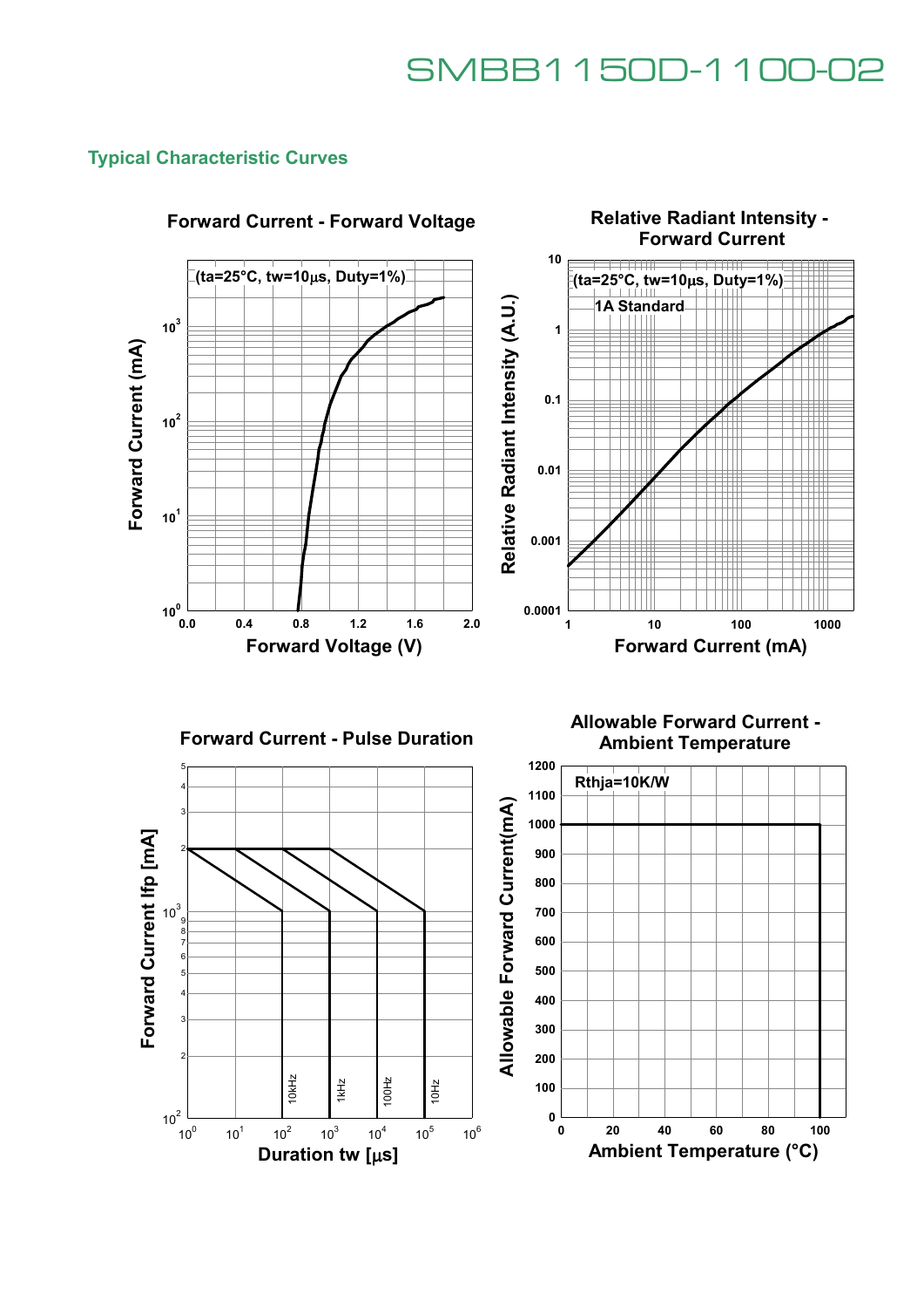## Typical Characteristic Curves

**Forward Current - Forward Voltage**

(ta=25°C, tw=10µs, Duty=1%)

Forward Current (mA)

Forward Voltage (V)

**Relative Radiant Intensity - Forward Current**

(ta=25°C, tw=10µs, Duty=1%)

1A Standard

Relative Radiant Intensity (A.U.)

Forward Current (mA)

**Forward Current - Pulse Duration**

Forward Current Ifp [mA]

Duration tw [µs]

10kHz, 1kHz, 100Hz, 10Hz

**Allowable Forward Current - Ambient Temperature**

Rthja=10K/W

Allowable Forward Current(mA)

Ambient Temperature (°C)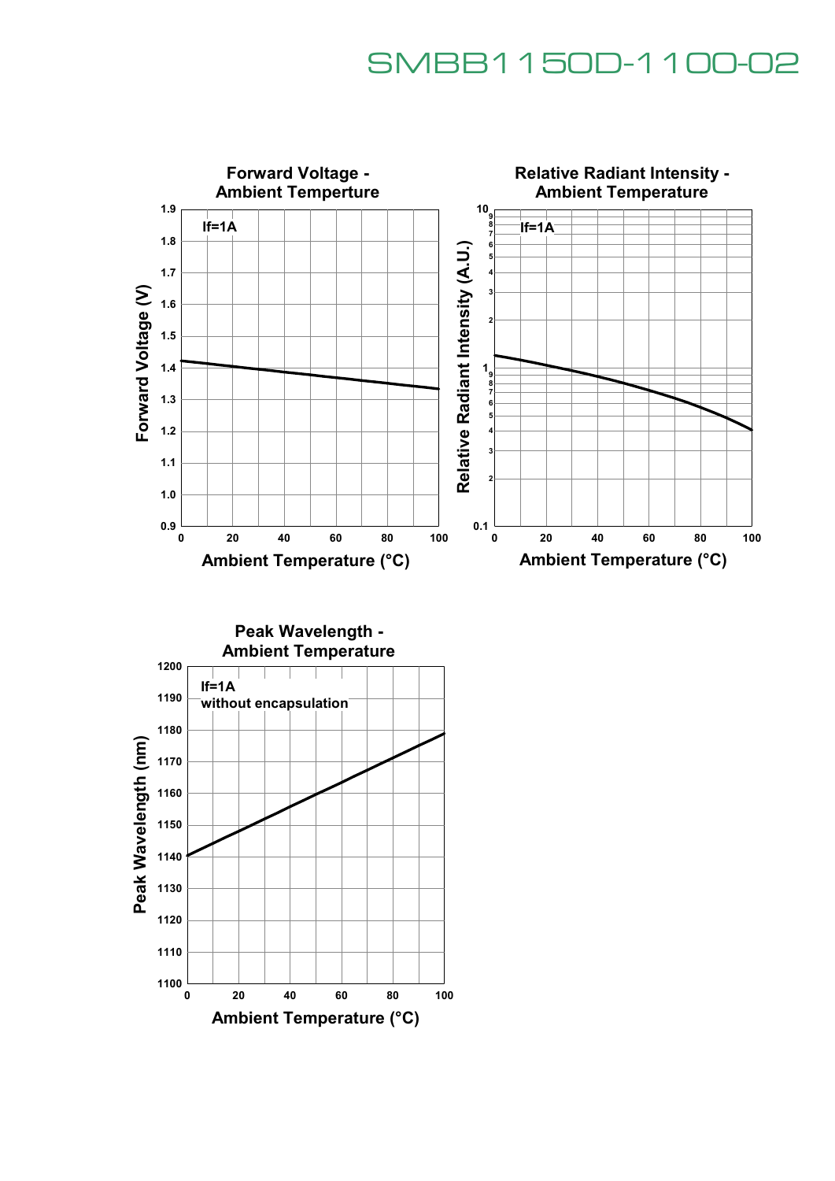### Forward Voltage - Ambient Temperture

If=1A

Forward Voltage (V): 0.9 – 1.9

Ambient Temperature (°C): 0 – 100

### Relative Radiant Intensity - Ambient Temperature

If=1A

Relative Radiant Intensity (A.U.): 0.1 – 10

Ambient Temperature (°C): 0 – 100

### Peak Wavelength - Ambient Temperature

If=1A
without encapsulation

Peak Wavelength (nm): 1100 – 1200

Ambient Temperature (°C): 0 – 100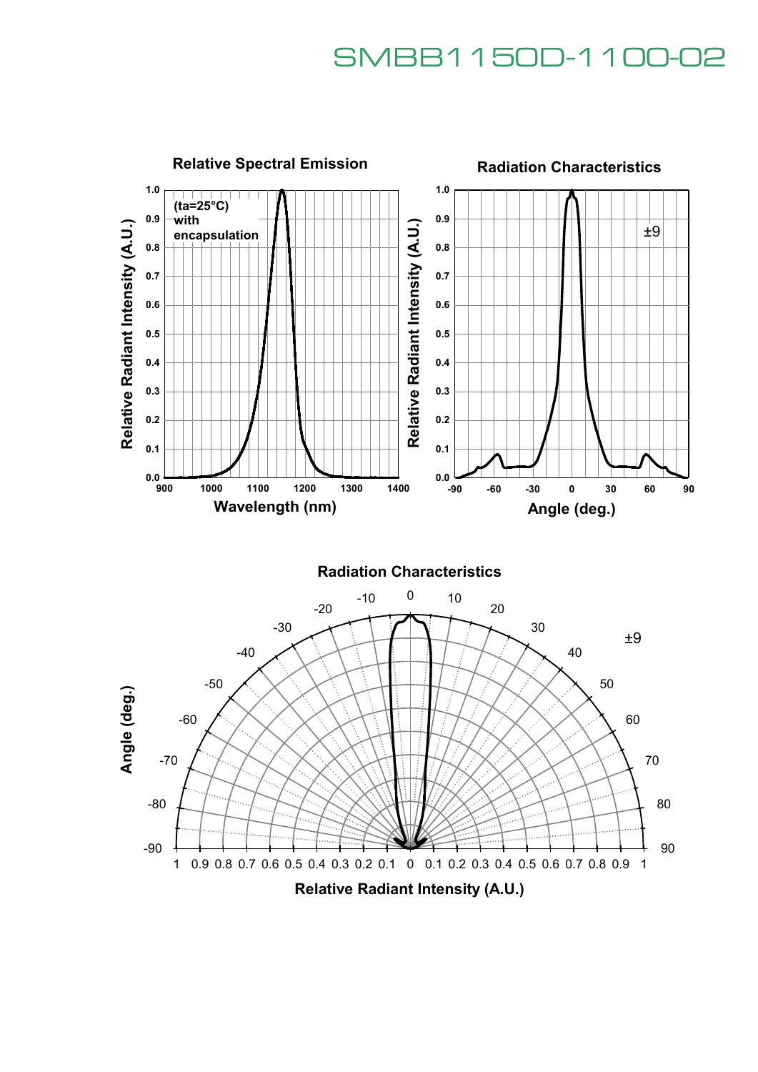# SMBB1150D-1100-02

**Relative Spectral Emission**

(ta=25°C) with encapsulation

Relative Radiant Intensity (A.U.)

Wavelength (nm)

**Radiation Characteristics**

±9

Relative Radiant Intensity (A.U.)

Angle (deg.)

**Radiation Characteristics**

±9

Angle (deg.)

Relative Radiant Intensity (A.U.)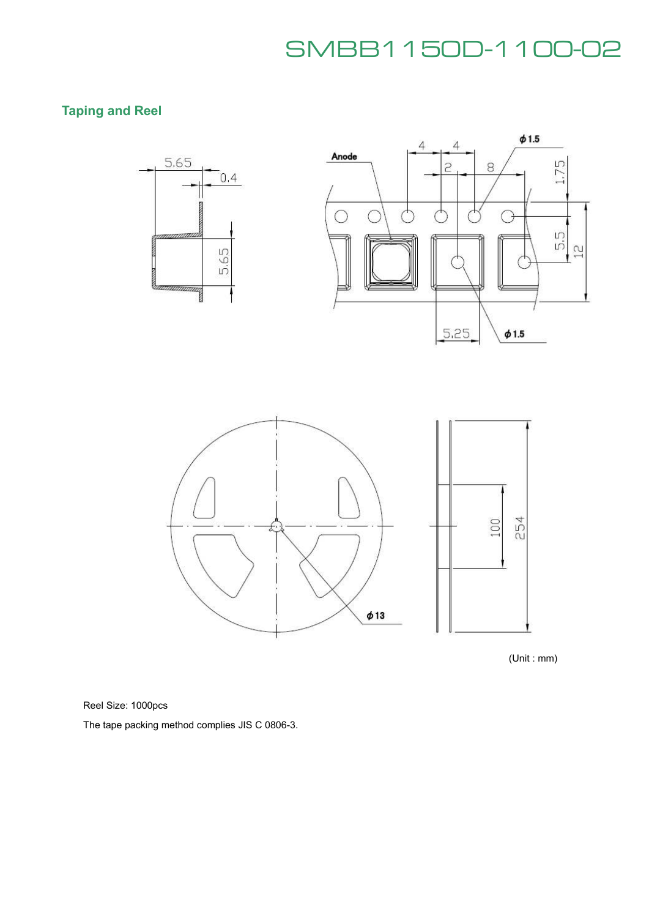## Taping and Reel

(Unit : mm)

Reel Size: 1000pcs

The tape packing method complies JIS C 0806-3.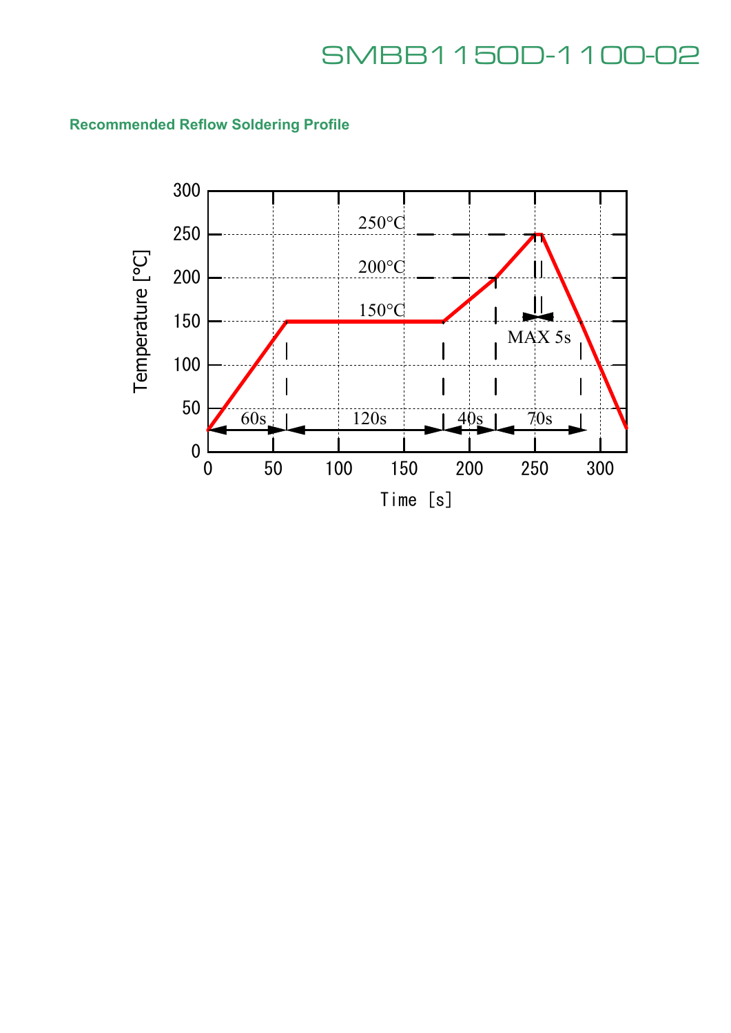## Recommended Reflow Soldering Profile

Temperature [°C]

300, 250, 200, 150, 100, 50, 0

250°C

200°C

150°C

MAX 5s

60s 120s 40s 70s

0 50 100 150 200 250 300

Time [s]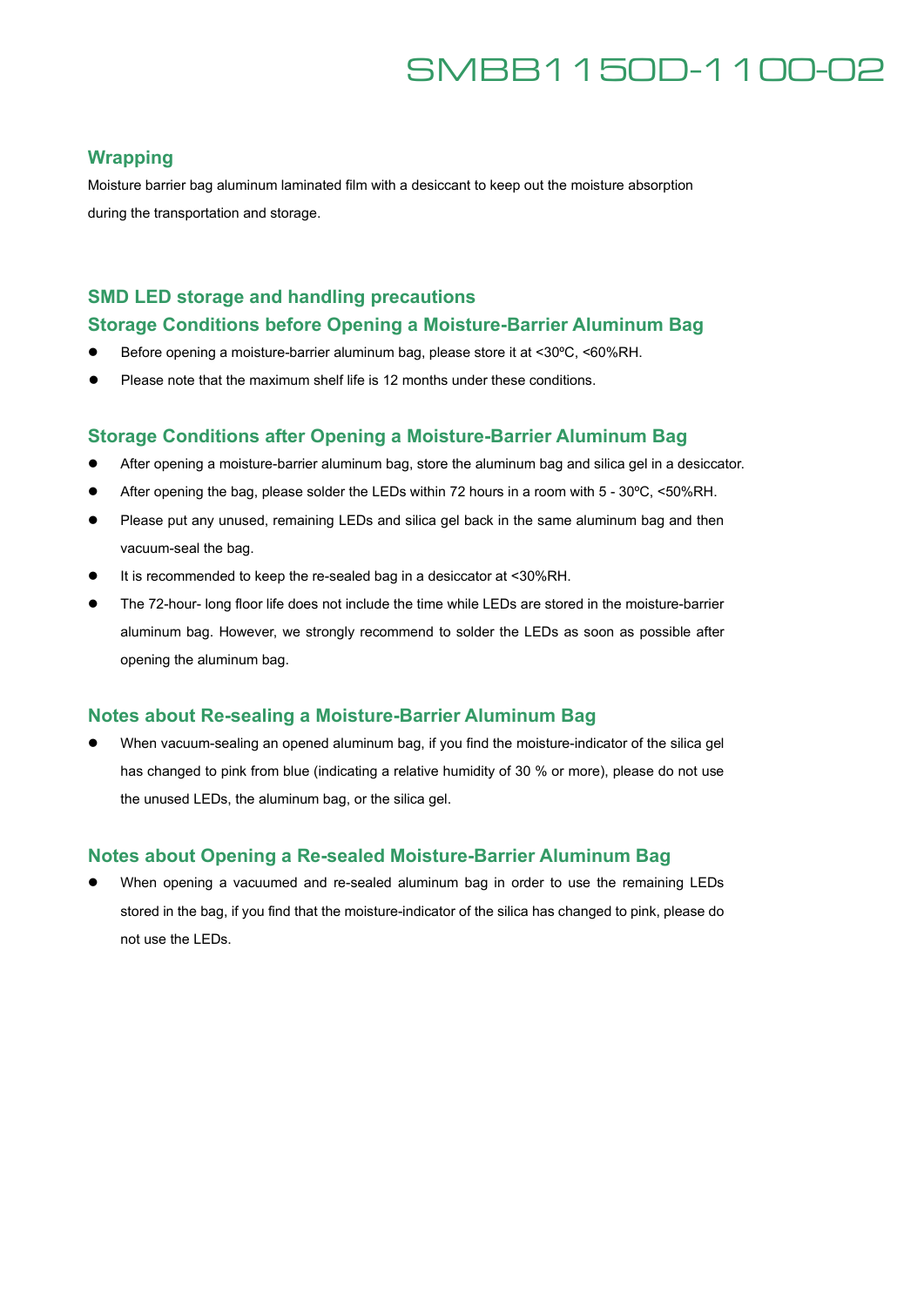## Wrapping

Moisture barrier bag aluminum laminated film with a desiccant to keep out the moisture absorption during the transportation and storage.

## SMD LED storage and handling precautions

### Storage Conditions before Opening a Moisture-Barrier Aluminum Bag

- Before opening a moisture-barrier aluminum bag, please store it at <30ºC, <60%RH.
- Please note that the maximum shelf life is 12 months under these conditions.

### Storage Conditions after Opening a Moisture-Barrier Aluminum Bag

- After opening a moisture-barrier aluminum bag, store the aluminum bag and silica gel in a desiccator.
- After opening the bag, please solder the LEDs within 72 hours in a room with 5 - 30ºC, <50%RH.
- Please put any unused, remaining LEDs and silica gel back in the same aluminum bag and then vacuum-seal the bag.
- It is recommended to keep the re-sealed bag in a desiccator at <30%RH.
- The 72-hour- long floor life does not include the time while LEDs are stored in the moisture-barrier aluminum bag. However, we strongly recommend to solder the LEDs as soon as possible after opening the aluminum bag.

### Notes about Re-sealing a Moisture-Barrier Aluminum Bag

- When vacuum-sealing an opened aluminum bag, if you find the moisture-indicator of the silica gel has changed to pink from blue (indicating a relative humidity of 30 % or more), please do not use the unused LEDs, the aluminum bag, or the silica gel.

### Notes about Opening a Re-sealed Moisture-Barrier Aluminum Bag

- When opening a vacuumed and re-sealed aluminum bag in order to use the remaining LEDs stored in the bag, if you find that the moisture-indicator of the silica has changed to pink, please do not use the LEDs.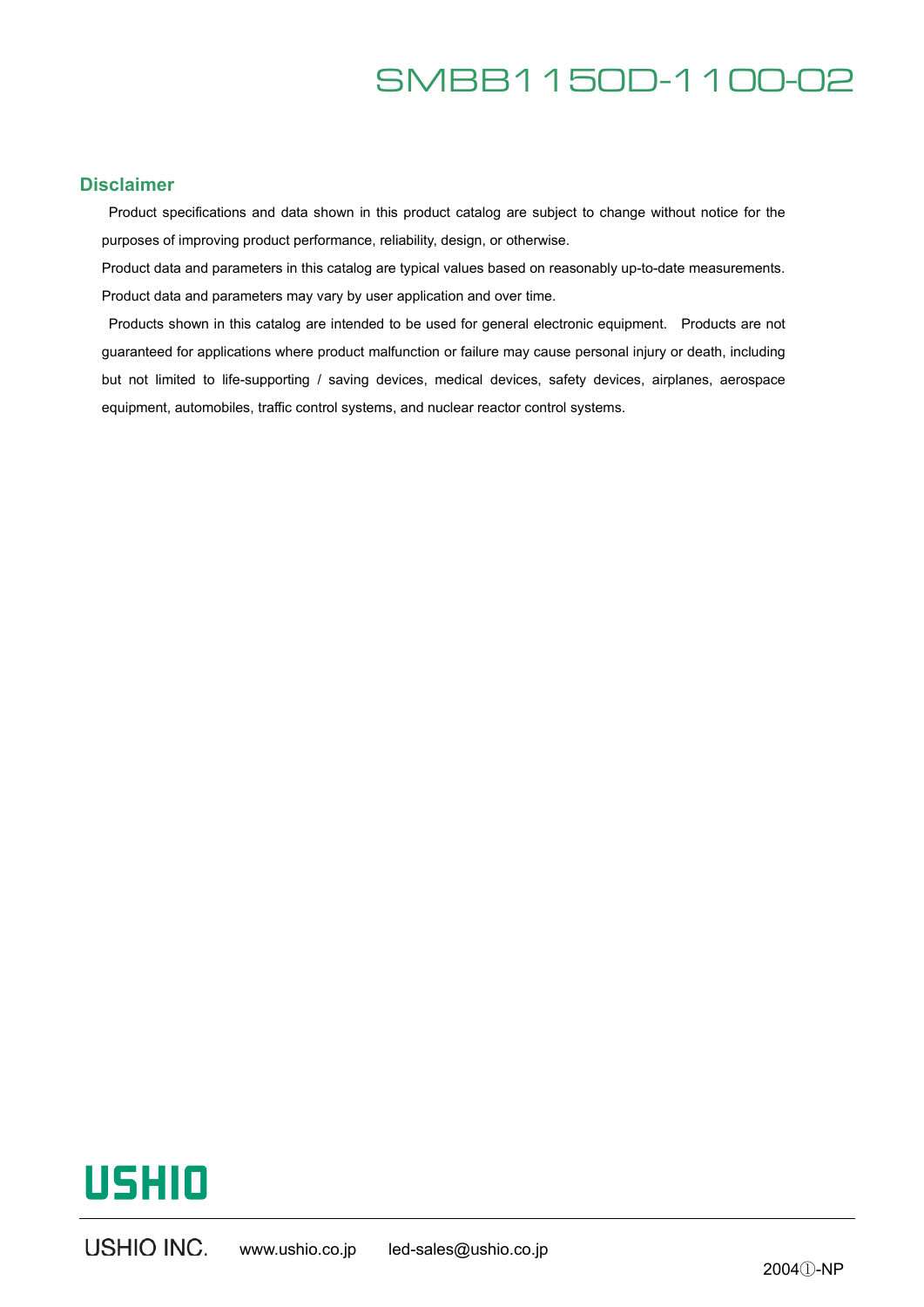## Disclaimer

Product specifications and data shown in this product catalog are subject to change without notice for the purposes of improving product performance, reliability, design, or otherwise.

Product data and parameters in this catalog are typical values based on reasonably up-to-date measurements. Product data and parameters may vary by user application and over time.

Products shown in this catalog are intended to be used for general electronic equipment. Products are not guaranteed for applications where product malfunction or failure may cause personal injury or death, including but not limited to life-supporting / saving devices, medical devices, safety devices, airplanes, aerospace equipment, automobiles, traffic control systems, and nuclear reactor control systems.